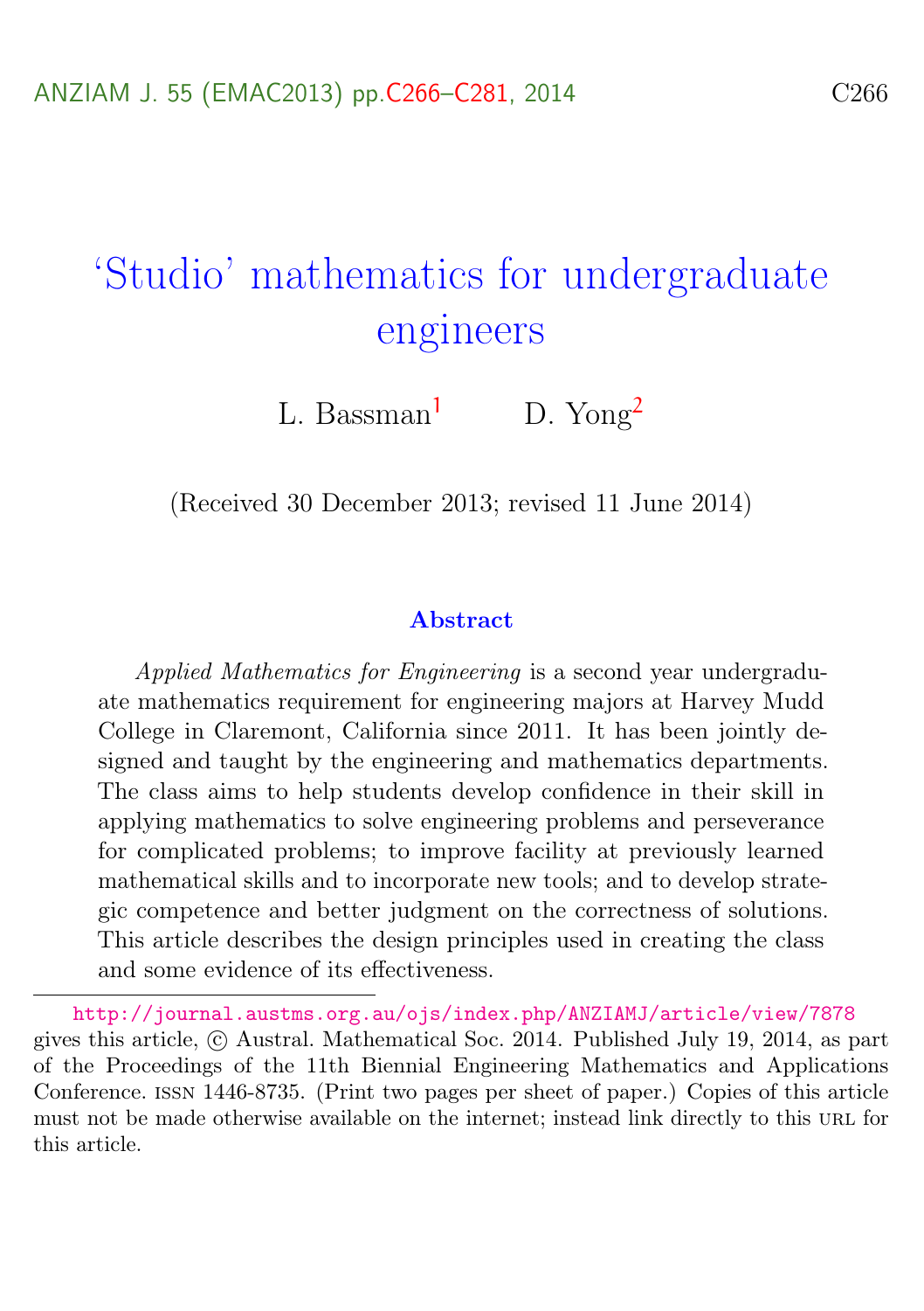# 'Studio' mathematics for undergraduate engineers

L. Bassman[1] D. Yong[2]

(Received 30 December 2013; revised 11 June 2014)

## Abstract

*Applied Mathematics for Engineering* is a second year undergraduate mathematics requirement for engineering majors at Harvey Mudd College in Claremont, California since 2011. It has been jointly designed and taught by the engineering and mathematics departments. The class aims to help students develop confidence in their skill in applying mathematics to solve engineering problems and perseverance for complicated problems; to improve facility at previously learned mathematical skills and to incorporate new tools; and to develop strategic competence and better judgment on the correctness of solutions. This article describes the design principles used in creating the class and some evidence of its effectiveness.

---

http://journal.austms.org.au/ojs/index.php/ANZIAMJ/article/view/7878 gives this article, © Austral. Mathematical Soc. 2014. Published July 19, 2014, as part of the Proceedings of the 11th Biennial Engineering Mathematics and Applications Conference. ISSN 1446-8735. (Print two pages per sheet of paper.) Copies of this article must not be made otherwise available on the internet; instead link directly to this URL for this article.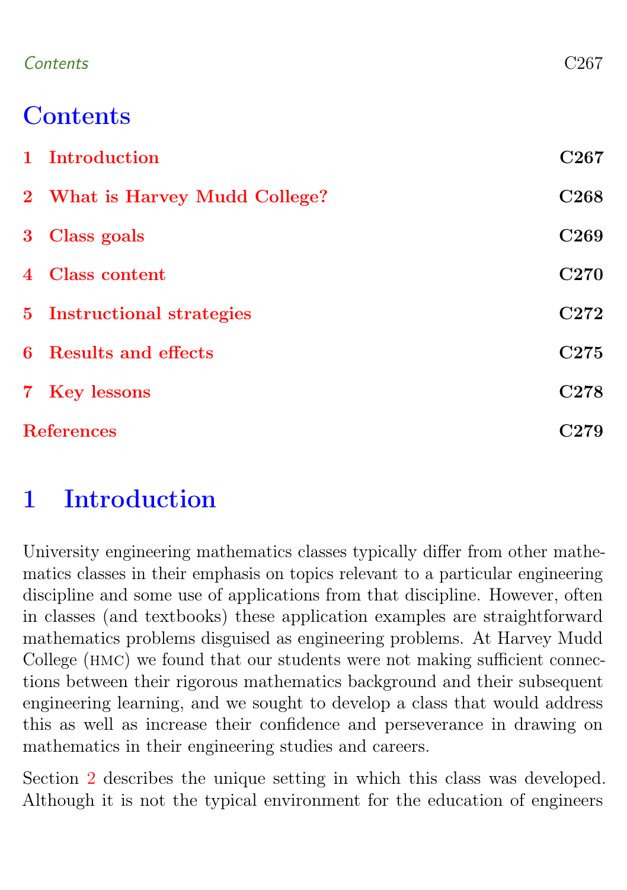# Contents

| | |
|---|---|
| **1 Introduction** | **C267** |
| **2 What is Harvey Mudd College?** | **C268** |
| **3 Class goals** | **C269** |
| **4 Class content** | **C270** |
| **5 Instructional strategies** | **C272** |
| **6 Results and effects** | **C275** |
| **7 Key lessons** | **C278** |
| **References** | **C279** |

# 1 Introduction

University engineering mathematics classes typically differ from other mathematics classes in their emphasis on topics relevant to a particular engineering discipline and some use of applications from that discipline. However, often in classes (and textbooks) these application examples are straightforward mathematics problems disguised as engineering problems. At Harvey Mudd College (HMC) we found that our students were not making sufficient connections between their rigorous mathematics background and their subsequent engineering learning, and we sought to develop a class that would address this as well as increase their confidence and perseverance in drawing on mathematics in their engineering studies and careers.

Section 2 describes the unique setting in which this class was developed. Although it is not the typical environment for the education of engineers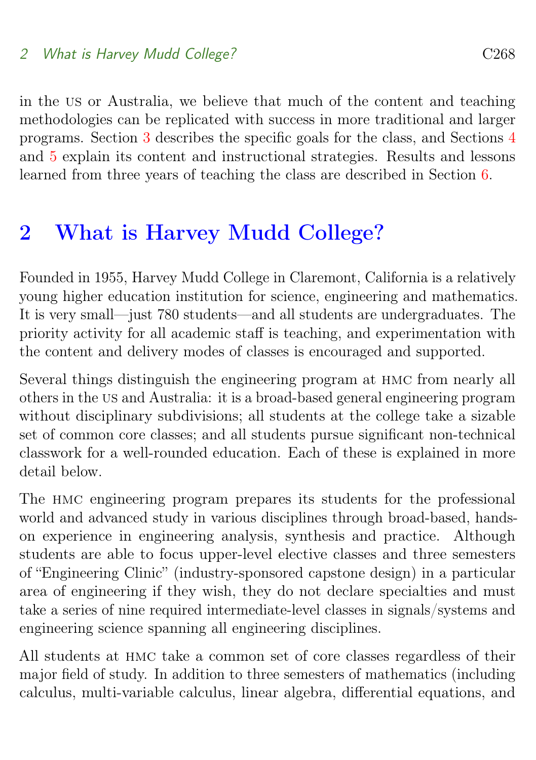in the US or Australia, we believe that much of the content and teaching methodologies can be replicated with success in more traditional and larger programs. Section 3 describes the specific goals for the class, and Sections 4 and 5 explain its content and instructional strategies. Results and lessons learned from three years of teaching the class are described in Section 6.

## 2 What is Harvey Mudd College?

Founded in 1955, Harvey Mudd College in Claremont, California is a relatively young higher education institution for science, engineering and mathematics. It is very small—just 780 students—and all students are undergraduates. The priority activity for all academic staff is teaching, and experimentation with the content and delivery modes of classes is encouraged and supported.

Several things distinguish the engineering program at HMC from nearly all others in the US and Australia: it is a broad-based general engineering program without disciplinary subdivisions; all students at the college take a sizable set of common core classes; and all students pursue significant non-technical classwork for a well-rounded education. Each of these is explained in more detail below.

The HMC engineering program prepares its students for the professional world and advanced study in various disciplines through broad-based, hands-on experience in engineering analysis, synthesis and practice. Although students are able to focus upper-level elective classes and three semesters of "Engineering Clinic" (industry-sponsored capstone design) in a particular area of engineering if they wish, they do not declare specialties and must take a series of nine required intermediate-level classes in signals/systems and engineering science spanning all engineering disciplines.

All students at HMC take a common set of core classes regardless of their major field of study. In addition to three semesters of mathematics (including calculus, multi-variable calculus, linear algebra, differential equations, and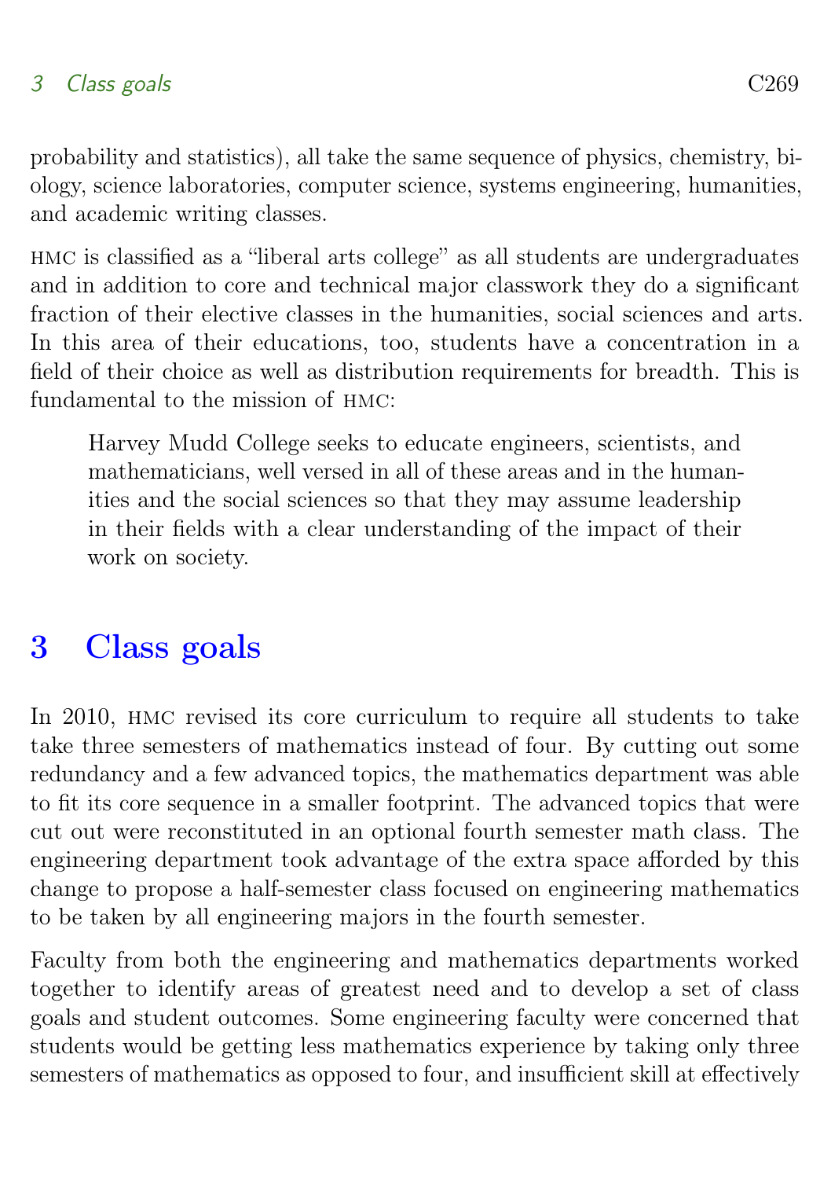probability and statistics), all take the same sequence of physics, chemistry, biology, science laboratories, computer science, systems engineering, humanities, and academic writing classes.

HMC is classified as a "liberal arts college" as all students are undergraduates and in addition to core and technical major classwork they do a significant fraction of their elective classes in the humanities, social sciences and arts. In this area of their educations, too, students have a concentration in a field of their choice as well as distribution requirements for breadth. This is fundamental to the mission of HMC:

> Harvey Mudd College seeks to educate engineers, scientists, and mathematicians, well versed in all of these areas and in the humanities and the social sciences so that they may assume leadership in their fields with a clear understanding of the impact of their work on society.

## 3 Class goals

In 2010, HMC revised its core curriculum to require all students to take take three semesters of mathematics instead of four. By cutting out some redundancy and a few advanced topics, the mathematics department was able to fit its core sequence in a smaller footprint. The advanced topics that were cut out were reconstituted in an optional fourth semester math class. The engineering department took advantage of the extra space afforded by this change to propose a half-semester class focused on engineering mathematics to be taken by all engineering majors in the fourth semester.

Faculty from both the engineering and mathematics departments worked together to identify areas of greatest need and to develop a set of class goals and student outcomes. Some engineering faculty were concerned that students would be getting less mathematics experience by taking only three semesters of mathematics as opposed to four, and insufficient skill at effectively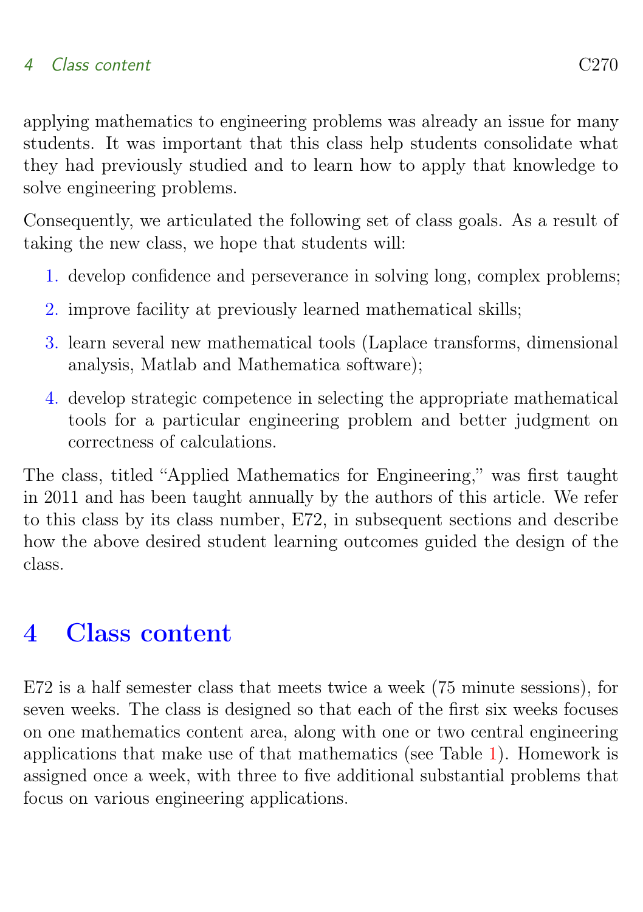applying mathematics to engineering problems was already an issue for many students. It was important that this class help students consolidate what they had previously studied and to learn how to apply that knowledge to solve engineering problems.

Consequently, we articulated the following set of class goals. As a result of taking the new class, we hope that students will:

1. develop confidence and perseverance in solving long, complex problems;
2. improve facility at previously learned mathematical skills;
3. learn several new mathematical tools (Laplace transforms, dimensional analysis, Matlab and Mathematica software);
4. develop strategic competence in selecting the appropriate mathematical tools for a particular engineering problem and better judgment on correctness of calculations.

The class, titled "Applied Mathematics for Engineering," was first taught in 2011 and has been taught annually by the authors of this article. We refer to this class by its class number, E72, in subsequent sections and describe how the above desired student learning outcomes guided the design of the class.

# 4 Class content

E72 is a half semester class that meets twice a week (75 minute sessions), for seven weeks. The class is designed so that each of the first six weeks focuses on one mathematics content area, along with one or two central engineering applications that make use of that mathematics (see Table 1). Homework is assigned once a week, with three to five additional substantial problems that focus on various engineering applications.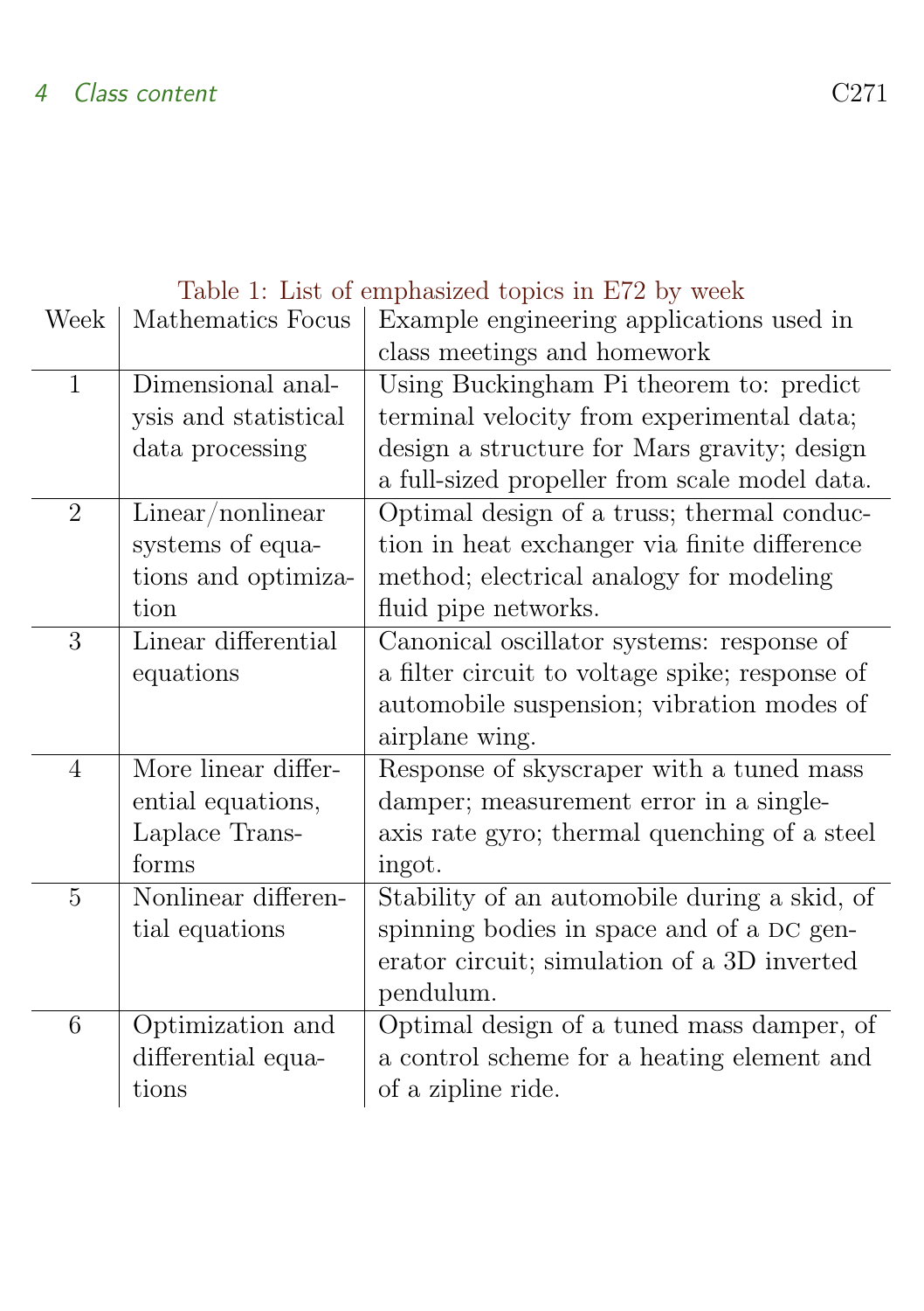Table 1: List of emphasized topics in E72 by week

| Week | Mathematics Focus | Example engineering applications used in class meetings and homework |
| --- | --- | --- |
| 1 | Dimensional analysis and statistical data processing | Using Buckingham Pi theorem to: predict terminal velocity from experimental data; design a structure for Mars gravity; design a full-sized propeller from scale model data. |
| 2 | Linear/nonlinear systems of equations and optimization | Optimal design of a truss; thermal conduction in heat exchanger via finite difference method; electrical analogy for modeling fluid pipe networks. |
| 3 | Linear differential equations | Canonical oscillator systems: response of a filter circuit to voltage spike; response of automobile suspension; vibration modes of airplane wing. |
| 4 | More linear differential equations, Laplace Transforms | Response of skyscraper with a tuned mass damper; measurement error in a single-axis rate gyro; thermal quenching of a steel ingot. |
| 5 | Nonlinear differential equations | Stability of an automobile during a skid, of spinning bodies in space and of a DC generator circuit; simulation of a 3D inverted pendulum. |
| 6 | Optimization and differential equations | Optimal design of a tuned mass damper, of a control scheme for a heating element and of a zipline ride. |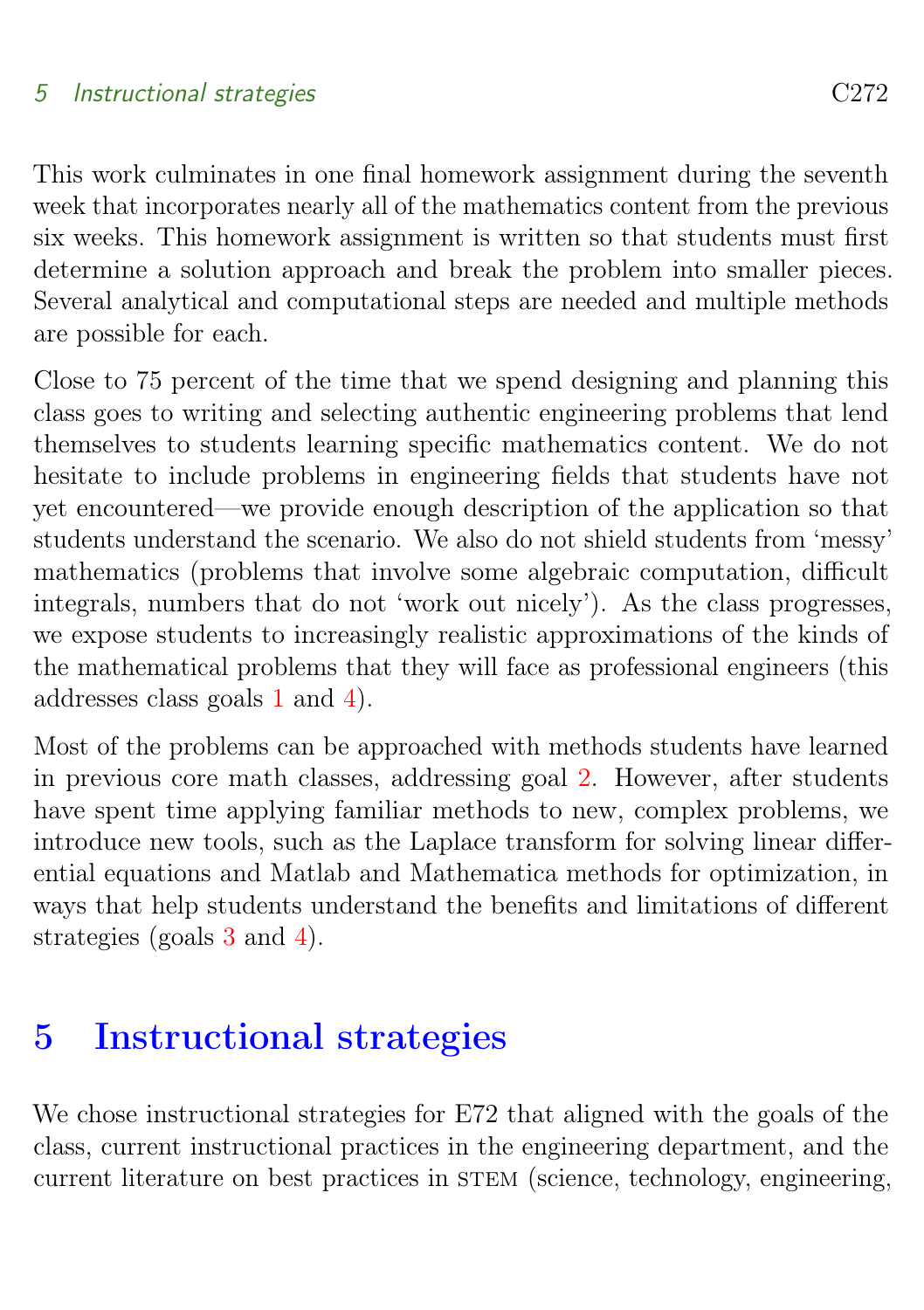This work culminates in one final homework assignment during the seventh week that incorporates nearly all of the mathematics content from the previous six weeks. This homework assignment is written so that students must first determine a solution approach and break the problem into smaller pieces. Several analytical and computational steps are needed and multiple methods are possible for each.

Close to 75 percent of the time that we spend designing and planning this class goes to writing and selecting authentic engineering problems that lend themselves to students learning specific mathematics content. We do not hesitate to include problems in engineering fields that students have not yet encountered—we provide enough description of the application so that students understand the scenario. We also do not shield students from 'messy' mathematics (problems that involve some algebraic computation, difficult integrals, numbers that do not 'work out nicely'). As the class progresses, we expose students to increasingly realistic approximations of the kinds of the mathematical problems that they will face as professional engineers (this addresses class goals 1 and 4).

Most of the problems can be approached with methods students have learned in previous core math classes, addressing goal 2. However, after students have spent time applying familiar methods to new, complex problems, we introduce new tools, such as the Laplace transform for solving linear differential equations and Matlab and Mathematica methods for optimization, in ways that help students understand the benefits and limitations of different strategies (goals 3 and 4).

# 5 Instructional strategies

We chose instructional strategies for E72 that aligned with the goals of the class, current instructional practices in the engineering department, and the current literature on best practices in STEM (science, technology, engineering,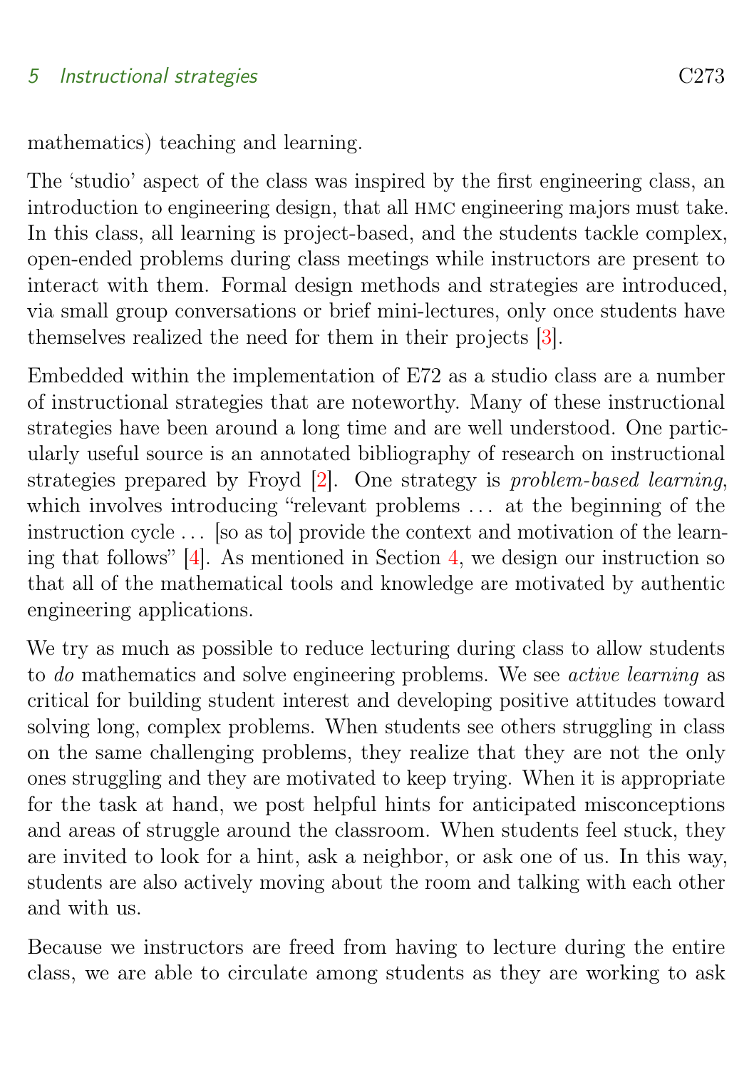mathematics) teaching and learning.

The 'studio' aspect of the class was inspired by the first engineering class, an introduction to engineering design, that all HMC engineering majors must take. In this class, all learning is project-based, and the students tackle complex, open-ended problems during class meetings while instructors are present to interact with them. Formal design methods and strategies are introduced, via small group conversations or brief mini-lectures, only once students have themselves realized the need for them in their projects [3].

Embedded within the implementation of E72 as a studio class are a number of instructional strategies that are noteworthy. Many of these instructional strategies have been around a long time and are well understood. One particularly useful source is an annotated bibliography of research on instructional strategies prepared by Froyd [2]. One strategy is *problem-based learning*, which involves introducing "relevant problems ... at the beginning of the instruction cycle ... [so as to] provide the context and motivation of the learning that follows" [4]. As mentioned in Section 4, we design our instruction so that all of the mathematical tools and knowledge are motivated by authentic engineering applications.

We try as much as possible to reduce lecturing during class to allow students to *do* mathematics and solve engineering problems. We see *active learning* as critical for building student interest and developing positive attitudes toward solving long, complex problems. When students see others struggling in class on the same challenging problems, they realize that they are not the only ones struggling and they are motivated to keep trying. When it is appropriate for the task at hand, we post helpful hints for anticipated misconceptions and areas of struggle around the classroom. When students feel stuck, they are invited to look for a hint, ask a neighbor, or ask one of us. In this way, students are also actively moving about the room and talking with each other and with us.

Because we instructors are freed from having to lecture during the entire class, we are able to circulate among students as they are working to ask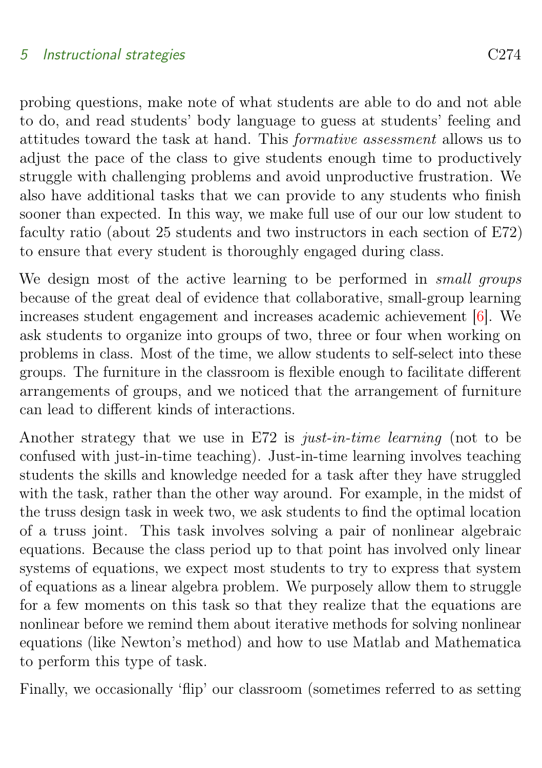probing questions, make note of what students are able to do and not able to do, and read students' body language to guess at students' feeling and attitudes toward the task at hand. This *formative assessment* allows us to adjust the pace of the class to give students enough time to productively struggle with challenging problems and avoid unproductive frustration. We also have additional tasks that we can provide to any students who finish sooner than expected. In this way, we make full use of our our low student to faculty ratio (about 25 students and two instructors in each section of E72) to ensure that every student is thoroughly engaged during class.

We design most of the active learning to be performed in *small groups* because of the great deal of evidence that collaborative, small-group learning increases student engagement and increases academic achievement [6]. We ask students to organize into groups of two, three or four when working on problems in class. Most of the time, we allow students to self-select into these groups. The furniture in the classroom is flexible enough to facilitate different arrangements of groups, and we noticed that the arrangement of furniture can lead to different kinds of interactions.

Another strategy that we use in E72 is *just-in-time learning* (not to be confused with just-in-time teaching). Just-in-time learning involves teaching students the skills and knowledge needed for a task after they have struggled with the task, rather than the other way around. For example, in the midst of the truss design task in week two, we ask students to find the optimal location of a truss joint. This task involves solving a pair of nonlinear algebraic equations. Because the class period up to that point has involved only linear systems of equations, we expect most students to try to express that system of equations as a linear algebra problem. We purposely allow them to struggle for a few moments on this task so that they realize that the equations are nonlinear before we remind them about iterative methods for solving nonlinear equations (like Newton's method) and how to use Matlab and Mathematica to perform this type of task.

Finally, we occasionally 'flip' our classroom (sometimes referred to as setting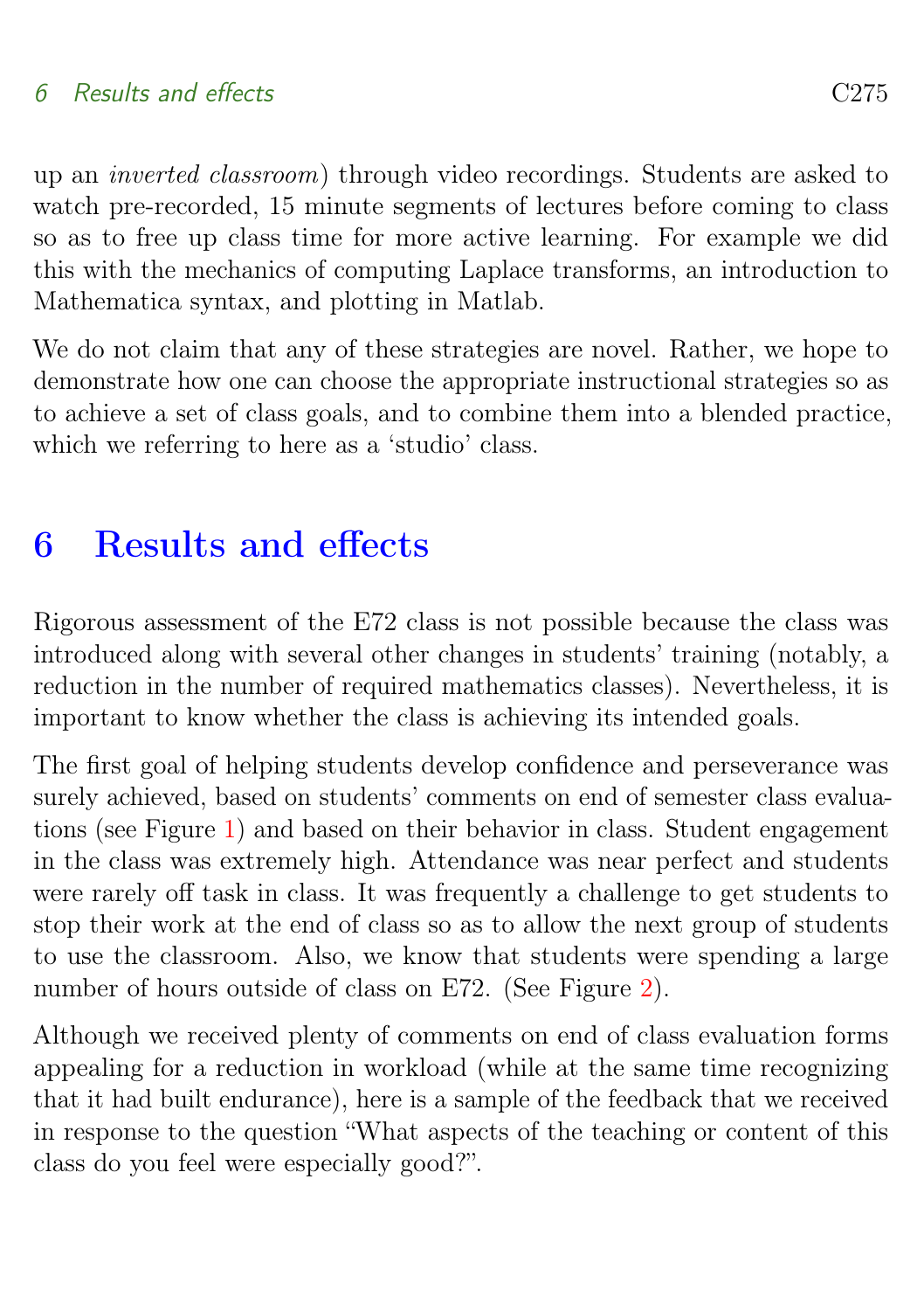up an *inverted classroom*) through video recordings. Students are asked to watch pre-recorded, 15 minute segments of lectures before coming to class so as to free up class time for more active learning. For example we did this with the mechanics of computing Laplace transforms, an introduction to Mathematica syntax, and plotting in Matlab.

We do not claim that any of these strategies are novel. Rather, we hope to demonstrate how one can choose the appropriate instructional strategies so as to achieve a set of class goals, and to combine them into a blended practice, which we referring to here as a 'studio' class.

# 6 Results and effects

Rigorous assessment of the E72 class is not possible because the class was introduced along with several other changes in students' training (notably, a reduction in the number of required mathematics classes). Nevertheless, it is important to know whether the class is achieving its intended goals.

The first goal of helping students develop confidence and perseverance was surely achieved, based on students' comments on end of semester class evaluations (see Figure 1) and based on their behavior in class. Student engagement in the class was extremely high. Attendance was near perfect and students were rarely off task in class. It was frequently a challenge to get students to stop their work at the end of class so as to allow the next group of students to use the classroom. Also, we know that students were spending a large number of hours outside of class on E72. (See Figure 2).

Although we received plenty of comments on end of class evaluation forms appealing for a reduction in workload (while at the same time recognizing that it had built endurance), here is a sample of the feedback that we received in response to the question "What aspects of the teaching or content of this class do you feel were especially good?".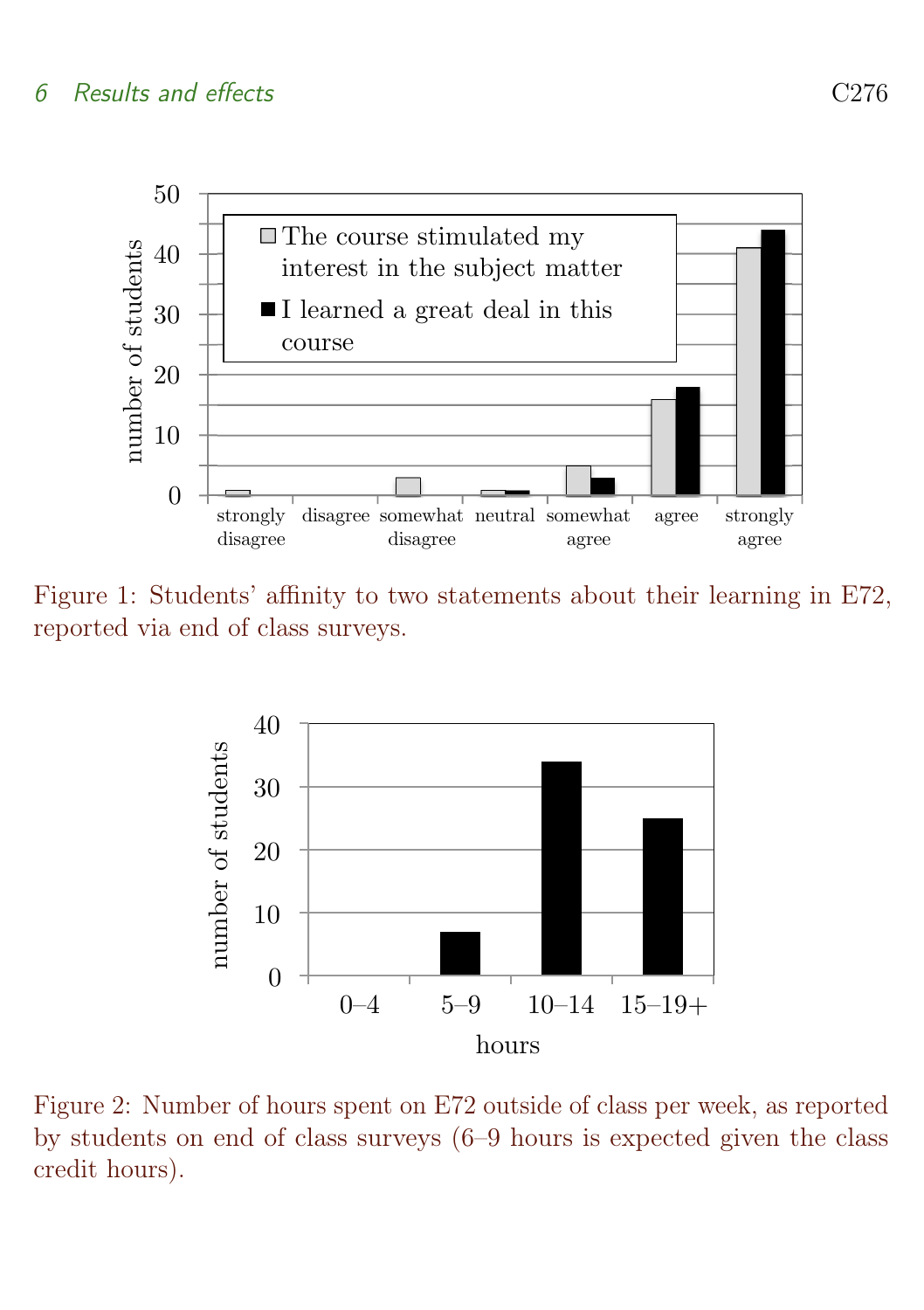Figure 1: Students' affinity to two statements about their learning in E72, reported via end of class surveys.

Figure 2: Number of hours spent on E72 outside of class per week, as reported by students on end of class surveys (6–9 hours is expected given the class credit hours).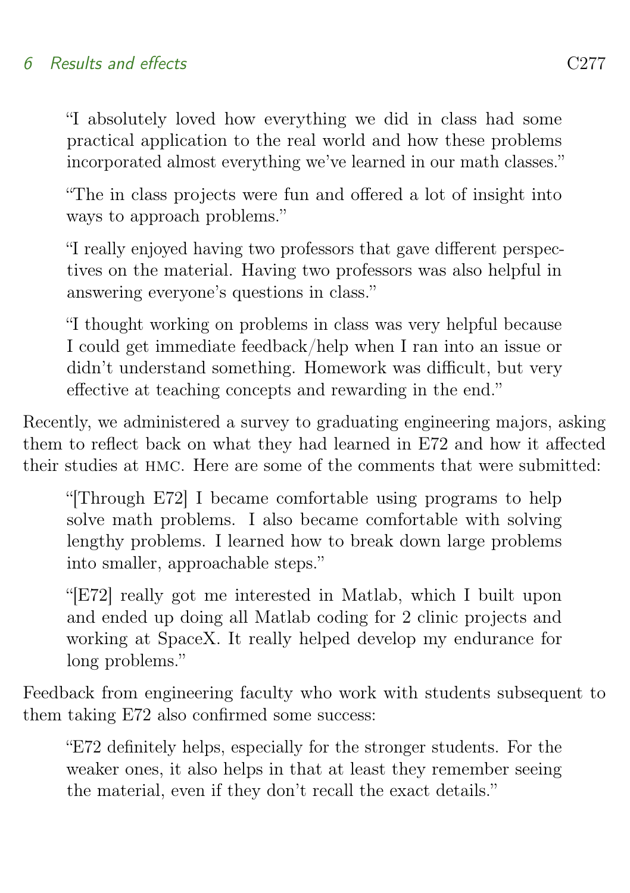> "I absolutely loved how everything we did in class had some practical application to the real world and how these problems incorporated almost everything we've learned in our math classes."

> "The in class projects were fun and offered a lot of insight into ways to approach problems."

> "I really enjoyed having two professors that gave different perspectives on the material. Having two professors was also helpful in answering everyone's questions in class."

> "I thought working on problems in class was very helpful because I could get immediate feedback/help when I ran into an issue or didn't understand something. Homework was difficult, but very effective at teaching concepts and rewarding in the end."

Recently, we administered a survey to graduating engineering majors, asking them to reflect back on what they had learned in E72 and how it affected their studies at HMC. Here are some of the comments that were submitted:

> "[Through E72] I became comfortable using programs to help solve math problems. I also became comfortable with solving lengthy problems. I learned how to break down large problems into smaller, approachable steps."

> "[E72] really got me interested in Matlab, which I built upon and ended up doing all Matlab coding for 2 clinic projects and working at SpaceX. It really helped develop my endurance for long problems."

Feedback from engineering faculty who work with students subsequent to them taking E72 also confirmed some success:

> "E72 definitely helps, especially for the stronger students. For the weaker ones, it also helps in that at least they remember seeing the material, even if they don't recall the exact details."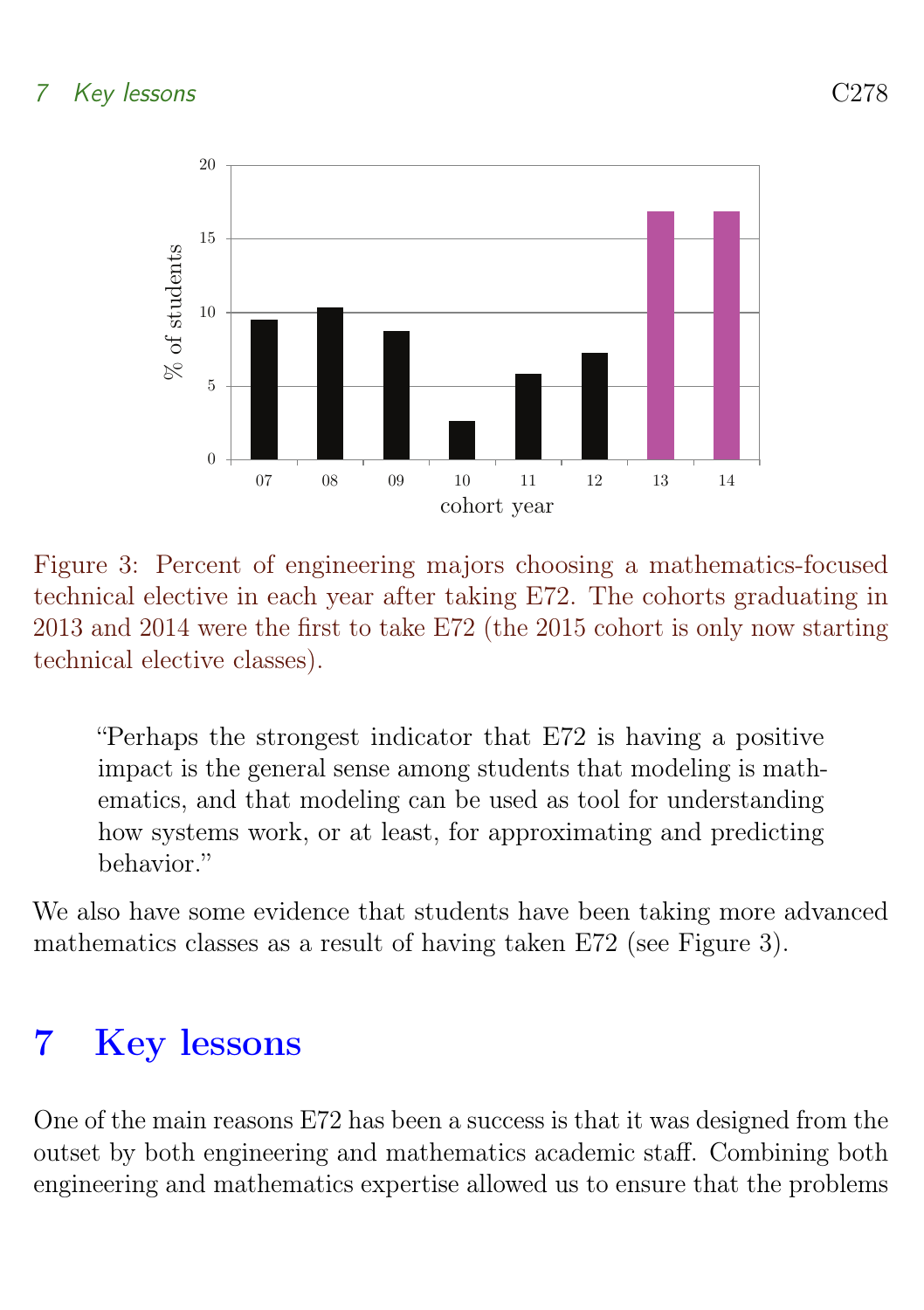Figure 3: Percent of engineering majors choosing a mathematics-focused technical elective in each year after taking E72. The cohorts graduating in 2013 and 2014 were the first to take E72 (the 2015 cohort is only now starting technical elective classes).

> "Perhaps the strongest indicator that E72 is having a positive impact is the general sense among students that modeling is mathematics, and that modeling can be used as tool for understanding how systems work, or at least, for approximating and predicting behavior."

We also have some evidence that students have been taking more advanced mathematics classes as a result of having taken E72 (see Figure 3).

# 7 Key lessons

One of the main reasons E72 has been a success is that it was designed from the outset by both engineering and mathematics academic staff. Combining both engineering and mathematics expertise allowed us to ensure that the problems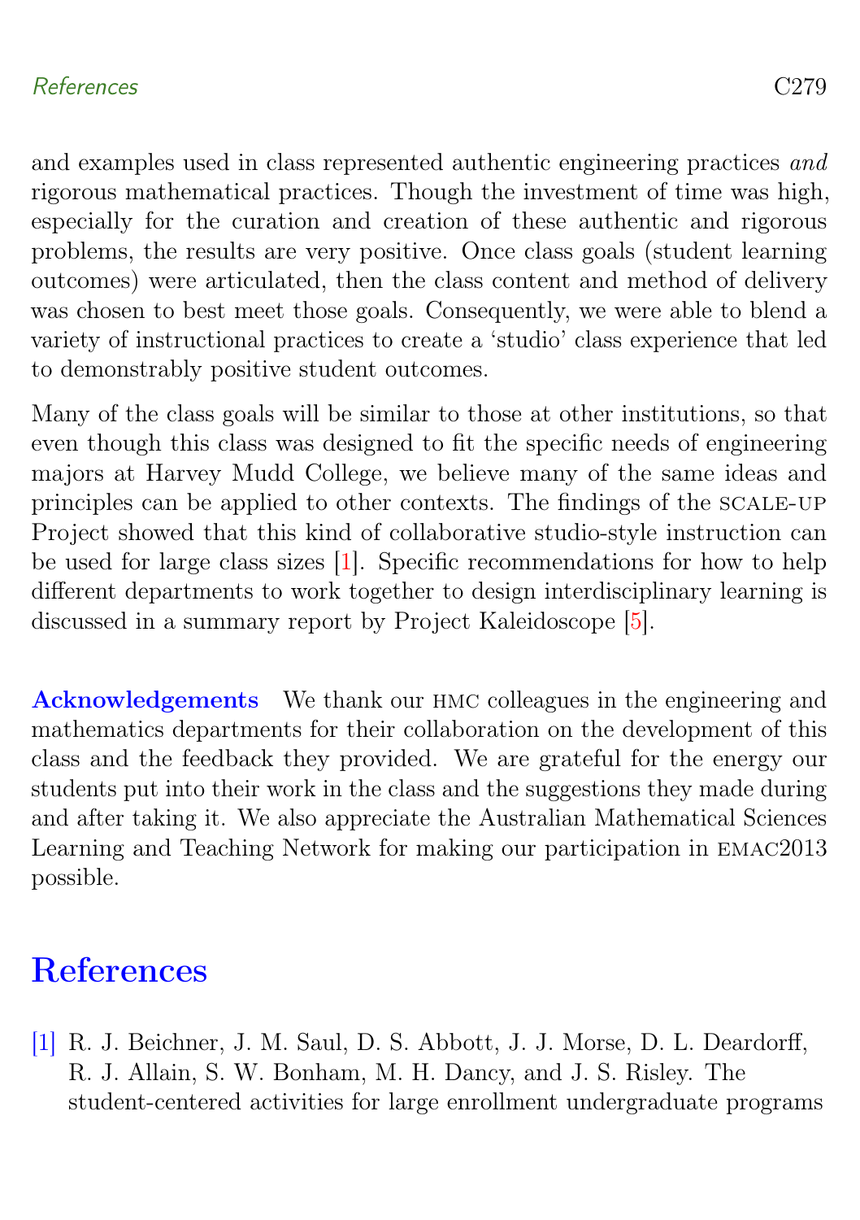and examples used in class represented authentic engineering practices *and* rigorous mathematical practices. Though the investment of time was high, especially for the curation and creation of these authentic and rigorous problems, the results are very positive. Once class goals (student learning outcomes) were articulated, then the class content and method of delivery was chosen to best meet those goals. Consequently, we were able to blend a variety of instructional practices to create a 'studio' class experience that led to demonstrably positive student outcomes.

Many of the class goals will be similar to those at other institutions, so that even though this class was designed to fit the specific needs of engineering majors at Harvey Mudd College, we believe many of the same ideas and principles can be applied to other contexts. The findings of the SCALE-UP Project showed that this kind of collaborative studio-style instruction can be used for large class sizes [1]. Specific recommendations for how to help different departments to work together to design interdisciplinary learning is discussed in a summary report by Project Kaleidoscope [5].

**Acknowledgements** We thank our HMC colleagues in the engineering and mathematics departments for their collaboration on the development of this class and the feedback they provided. We are grateful for the energy our students put into their work in the class and the suggestions they made during and after taking it. We also appreciate the Australian Mathematical Sciences Learning and Teaching Network for making our participation in EMAC2013 possible.

# References

[1] R. J. Beichner, J. M. Saul, D. S. Abbott, J. J. Morse, D. L. Deardorff, R. J. Allain, S. W. Bonham, M. H. Dancy, and J. S. Risley. The student-centered activities for large enrollment undergraduate programs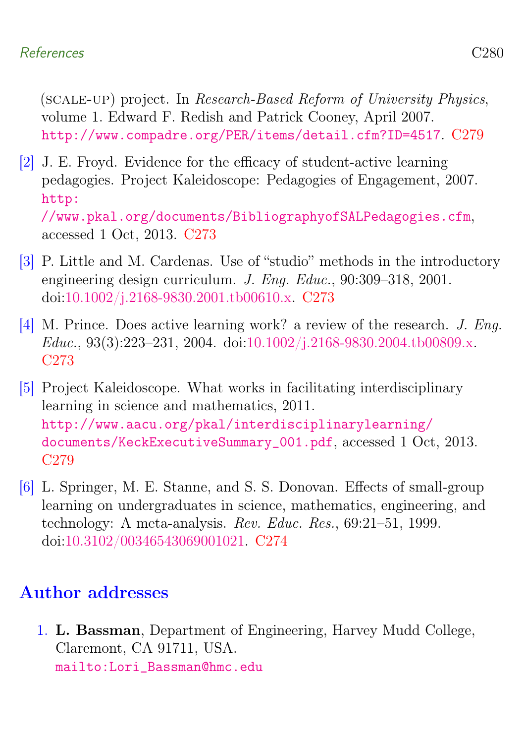(SCALE-UP) project. In *Research-Based Reform of University Physics*, volume 1. Edward F. Redish and Patrick Cooney, April 2007. http://www.compadre.org/PER/items/detail.cfm?ID=4517. C279

[2] J. E. Froyd. Evidence for the efficacy of student-active learning pedagogies. Project Kaleidoscope: Pedagogies of Engagement, 2007. http://www.pkal.org/documents/BibliographyofSALPedagogies.cfm, accessed 1 Oct, 2013. C273

[3] P. Little and M. Cardenas. Use of "studio" methods in the introductory engineering design curriculum. *J. Eng. Educ.*, 90:309–318, 2001. doi:10.1002/j.2168-9830.2001.tb00610.x. C273

[4] M. Prince. Does active learning work? a review of the research. *J. Eng. Educ.*, 93(3):223–231, 2004. doi:10.1002/j.2168-9830.2004.tb00809.x. C273

[5] Project Kaleidoscope. What works in facilitating interdisciplinary learning in science and mathematics, 2011. http://www.aacu.org/pkal/interdisciplinarylearning/documents/KeckExecutiveSummary_001.pdf, accessed 1 Oct, 2013. C279

[6] L. Springer, M. E. Stanne, and S. S. Donovan. Effects of small-group learning on undergraduates in science, mathematics, engineering, and technology: A meta-analysis. *Rev. Educ. Res.*, 69:21–51, 1999. doi:10.3102/00346543069001021. C274

## Author addresses

1. **L. Bassman**, Department of Engineering, Harvey Mudd College, Claremont, CA 91711, USA.
   mailto:Lori_Bassman@hmc.edu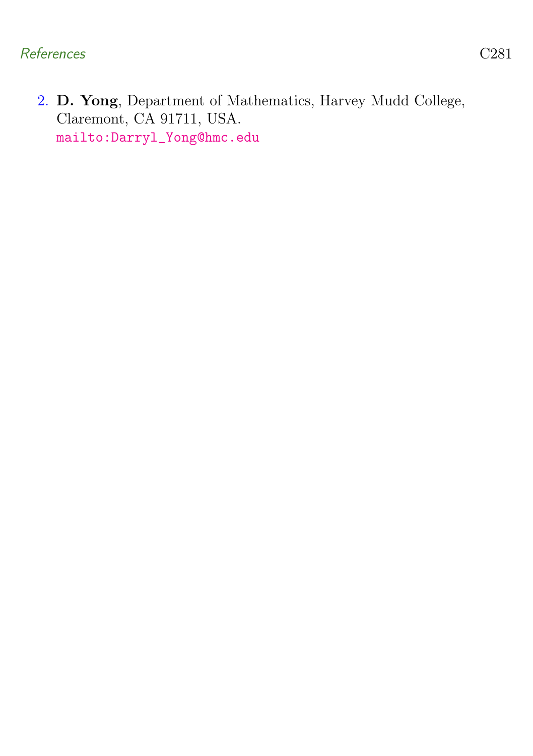2. **D. Yong**, Department of Mathematics, Harvey Mudd College, Claremont, CA 91711, USA.
mailto:Darryl_Yong@hmc.edu